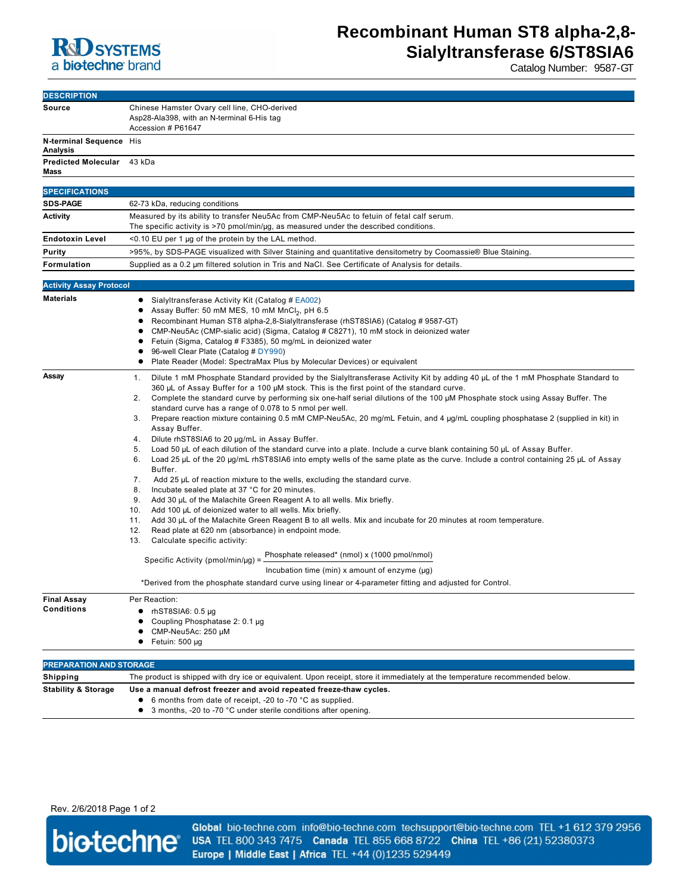R&D SYSTEMS
a bio-techne brand

# Recombinant Human ST8 alpha-2,8-Sialyltransferase 6/ST8SIA6

Catalog Number: 9587-GT

## DESCRIPTION

| | |
|---|---|
| **Source** | Chinese Hamster Ovary cell line, CHO-derived<br>Asp28-Ala398, with an N-terminal 6-His tag<br>Accession # P61647 |
| **N-terminal Sequence Analysis** | His |
| **Predicted Molecular Mass** | 43 kDa |

## SPECIFICATIONS

| | |
|---|---|
| **SDS-PAGE** | 62-73 kDa, reducing conditions |
| **Activity** | Measured by its ability to transfer Neu5Ac from CMP-Neu5Ac to fetuin of fetal calf serum.<br>The specific activity is >70 pmol/min/µg, as measured under the described conditions. |
| **Endotoxin Level** | <0.10 EU per 1 µg of the protein by the LAL method. |
| **Purity** | >95%, by SDS-PAGE visualized with Silver Staining and quantitative densitometry by Coomassie® Blue Staining. |
| **Formulation** | Supplied as a 0.2 µm filtered solution in Tris and NaCl. See Certificate of Analysis for details. |

## Activity Assay Protocol

**Materials**

- Sialyltransferase Activity Kit (Catalog # EA002)
- Assay Buffer: 50 mM MES, 10 mM $MnCl_2$, pH 6.5
- Recombinant Human ST8 alpha-2,8-Sialyltransferase (rhST8SIA6) (Catalog # 9587-GT)
- CMP-Neu5Ac (CMP-sialic acid) (Sigma, Catalog # C8271), 10 mM stock in deionized water
- Fetuin (Sigma, Catalog # F3385), 50 mg/mL in deionized water
- 96-well Clear Plate (Catalog # DY990)
- Plate Reader (Model: SpectraMax Plus by Molecular Devices) or equivalent

**Assay**

1. Dilute 1 mM Phosphate Standard provided by the Sialyltransferase Activity Kit by adding 40 µL of the 1 mM Phosphate Standard to 360 µL of Assay Buffer for a 100 µM stock. This is the first point of the standard curve.
2. Complete the standard curve by performing six one-half serial dilutions of the 100 µM Phosphate stock using Assay Buffer. The standard curve has a range of 0.078 to 5 nmol per well.
3. Prepare reaction mixture containing 0.5 mM CMP-Neu5Ac, 20 mg/mL Fetuin, and 4 µg/mL coupling phosphatase 2 (supplied in kit) in Assay Buffer.
4. Dilute rhST8SIA6 to 20 µg/mL in Assay Buffer.
5. Load 50 µL of each dilution of the standard curve into a plate. Include a curve blank containing 50 µL of Assay Buffer.
6. Load 25 µL of the 20 µg/mL rhST8SIA6 into empty wells of the same plate as the curve. Include a control containing 25 µL of Assay Buffer.
7. Add 25 µL of reaction mixture to the wells, excluding the standard curve.
8. Incubate sealed plate at 37 °C for 20 minutes.
9. Add 30 µL of the Malachite Green Reagent A to all wells. Mix briefly.
10. Add 100 µL of deionized water to all wells. Mix briefly.
11. Add 30 µL of the Malachite Green Reagent B to all wells. Mix and incubate for 20 minutes at room temperature.
12. Read plate at 620 nm (absorbance) in endpoint mode.
13. Calculate specific activity:

$$\text{Specific Activity (pmol/min/µg)} = \frac{\text{Phosphate released* (nmol)} \times \text{(1000 pmol/nmol)}}{\text{Incubation time (min)} \times \text{amount of enzyme (µg)}}$$

*Derived from the phosphate standard curve using linear or 4-parameter fitting and adjusted for Control.

**Final Assay Conditions**

Per Reaction:

- rhST8SIA6: 0.5 µg
- Coupling Phosphatase 2: 0.1 µg
- CMP-Neu5Ac: 250 µM
- Fetuin: 500 µg

## PREPARATION AND STORAGE

| | |
|---|---|
| **Shipping** | The product is shipped with dry ice or equivalent. Upon receipt, store it immediately at the temperature recommended below. |
| **Stability & Storage** | **Use a manual defrost freezer and avoid repeated freeze-thaw cycles.**<br>• 6 months from date of receipt, -20 to -70 °C as supplied.<br>• 3 months, -20 to -70 °C under sterile conditions after opening. |

Rev. 2/6/2018

bio-techne

**Global** bio-techne.com info@bio-techne.com techsupport@bio-techne.com TEL +1 612 379 2956
**USA** TEL 800 343 7475 **Canada** TEL 855 668 8722 **China** TEL +86 (21) 52380373
**Europe | Middle East | Africa** TEL +44 (0)1235 529449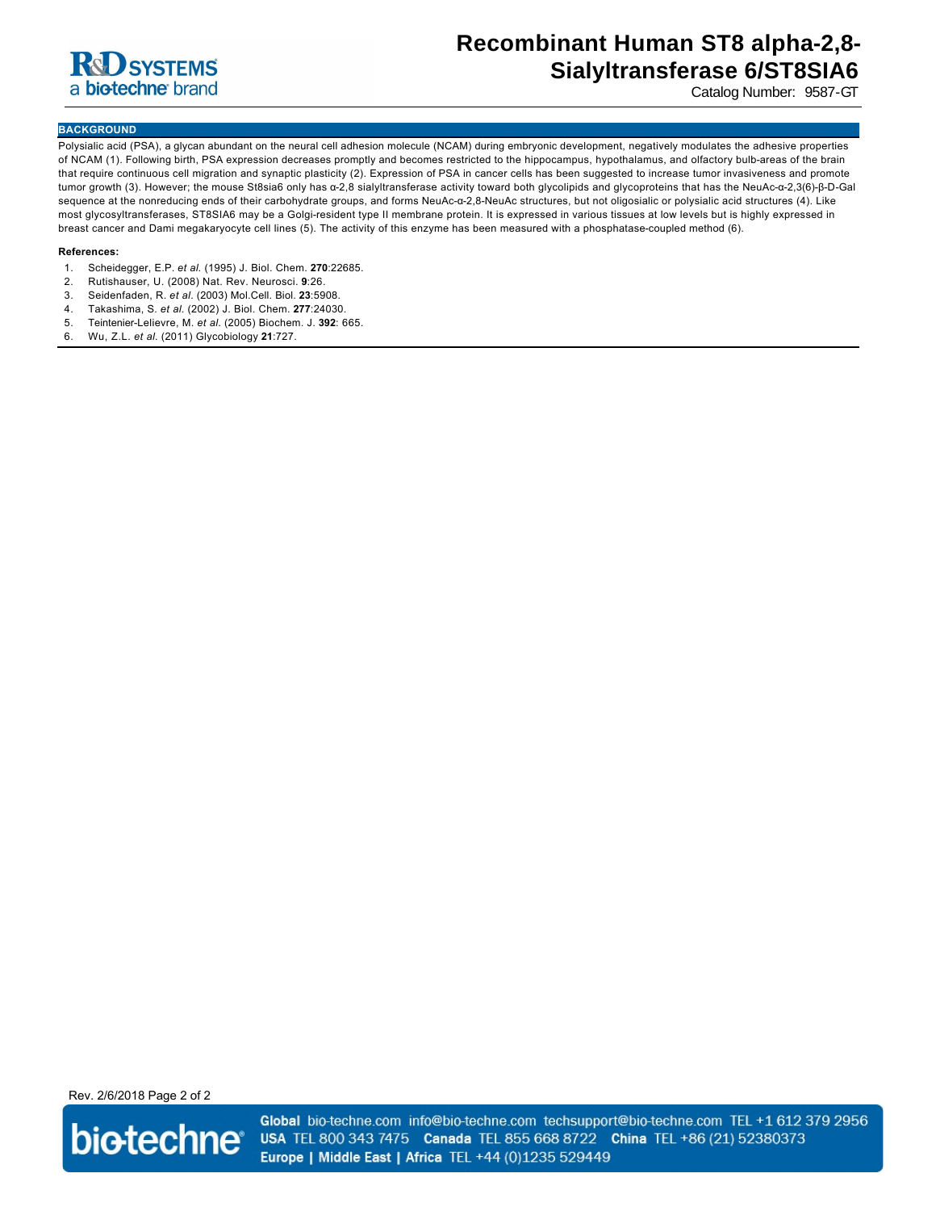# Recombinant Human ST8 alpha-2,8-Sialyltransferase 6/ST8SIA6

Catalog Number: 9587-GT

## BACKGROUND

Polysialic acid (PSA), a glycan abundant on the neural cell adhesion molecule (NCAM) during embryonic development, negatively modulates the adhesive properties of NCAM (1). Following birth, PSA expression decreases promptly and becomes restricted to the hippocampus, hypothalamus, and olfactory bulb-areas of the brain that require continuous cell migration and synaptic plasticity (2). Expression of PSA in cancer cells has been suggested to increase tumor invasiveness and promote tumor growth (3). However; the mouse St8sia6 only has α-2,8 sialyltransferase activity toward both glycolipids and glycoproteins that has the NeuAc-α-2,3(6)-β-D-Gal sequence at the nonreducing ends of their carbohydrate groups, and forms NeuAc-α-2,8-NeuAc structures, but not oligosialic or polysialic acid structures (4). Like most glycosyltransferases, ST8SIA6 may be a Golgi-resident type II membrane protein. It is expressed in various tissues at low levels but is highly expressed in breast cancer and Dami megakaryocyte cell lines (5). The activity of this enzyme has been measured with a phosphatase-coupled method (6).

**References:**

1. Scheidegger, E.P. *et al.* (1995) J. Biol. Chem. **270**:22685.
2. Rutishauser, U. (2008) Nat. Rev. Neurosci. **9**:26.
3. Seidenfaden, R. *et al.* (2003) Mol.Cell. Biol. **23**:5908.
4. Takashima, S. *et al.* (2002) J. Biol. Chem. **277**:24030.
5. Teintenier-Lelievre, M. *et al.* (2005) Biochem. J. **392**: 665.
6. Wu, Z.L. *et al.* (2011) Glycobiology **21**:727.